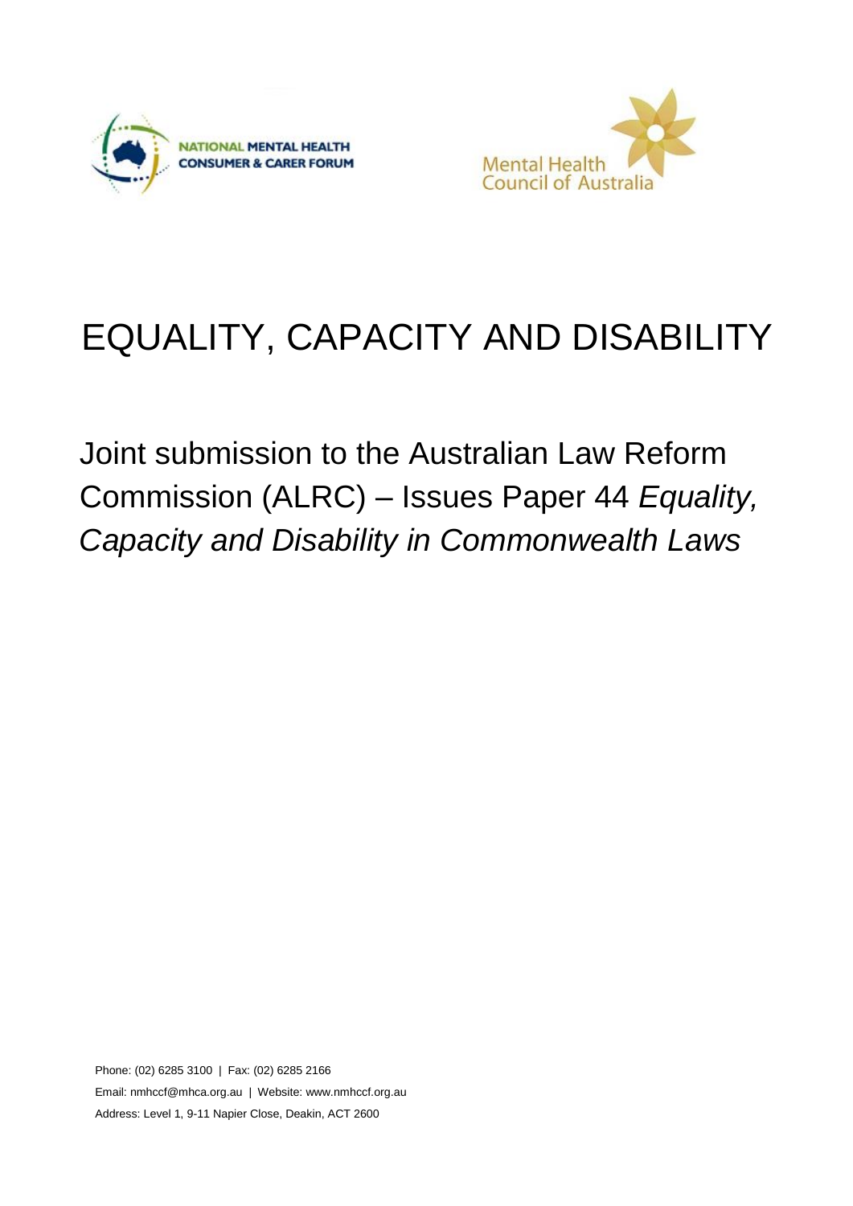NATIONAL MENTAL HEALTH CONSUMER & CARER FORUM

Mental Health Council of Australia

# EQUALITY, CAPACITY AND DISABILITY

## Joint submission to the Australian Law Reform Commission (ALRC) – Issues Paper 44 *Equality, Capacity and Disability in Commonwealth Laws*

Phone: (02) 6285 3100 | Fax: (02) 6285 2166

Email: nmhccf@mhca.org.au | Website: www.nmhccf.org.au

Address: Level 1, 9-11 Napier Close, Deakin, ACT 2600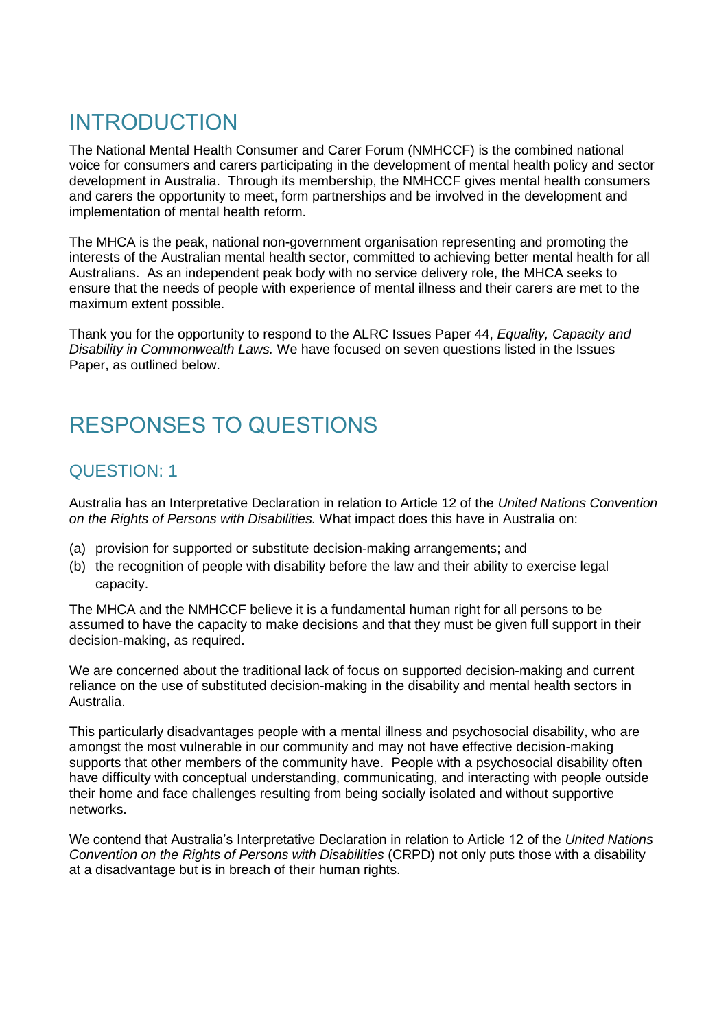# INTRODUCTION

The National Mental Health Consumer and Carer Forum (NMHCCF) is the combined national voice for consumers and carers participating in the development of mental health policy and sector development in Australia. Through its membership, the NMHCCF gives mental health consumers and carers the opportunity to meet, form partnerships and be involved in the development and implementation of mental health reform.

The MHCA is the peak, national non-government organisation representing and promoting the interests of the Australian mental health sector, committed to achieving better mental health for all Australians. As an independent peak body with no service delivery role, the MHCA seeks to ensure that the needs of people with experience of mental illness and their carers are met to the maximum extent possible.

Thank you for the opportunity to respond to the ALRC Issues Paper 44, *Equality, Capacity and Disability in Commonwealth Laws.* We have focused on seven questions listed in the Issues Paper, as outlined below.

# RESPONSES TO QUESTIONS

## QUESTION: 1

Australia has an Interpretative Declaration in relation to Article 12 of the *United Nations Convention on the Rights of Persons with Disabilities.* What impact does this have in Australia on:

(a) provision for supported or substitute decision-making arrangements; and

(b) the recognition of people with disability before the law and their ability to exercise legal capacity.

The MHCA and the NMHCCF believe it is a fundamental human right for all persons to be assumed to have the capacity to make decisions and that they must be given full support in their decision-making, as required.

We are concerned about the traditional lack of focus on supported decision-making and current reliance on the use of substituted decision-making in the disability and mental health sectors in Australia.

This particularly disadvantages people with a mental illness and psychosocial disability, who are amongst the most vulnerable in our community and may not have effective decision-making supports that other members of the community have. People with a psychosocial disability often have difficulty with conceptual understanding, communicating, and interacting with people outside their home and face challenges resulting from being socially isolated and without supportive networks.

We contend that Australia's Interpretative Declaration in relation to Article 12 of the *United Nations Convention on the Rights of Persons with Disabilities* (CRPD) not only puts those with a disability at a disadvantage but is in breach of their human rights.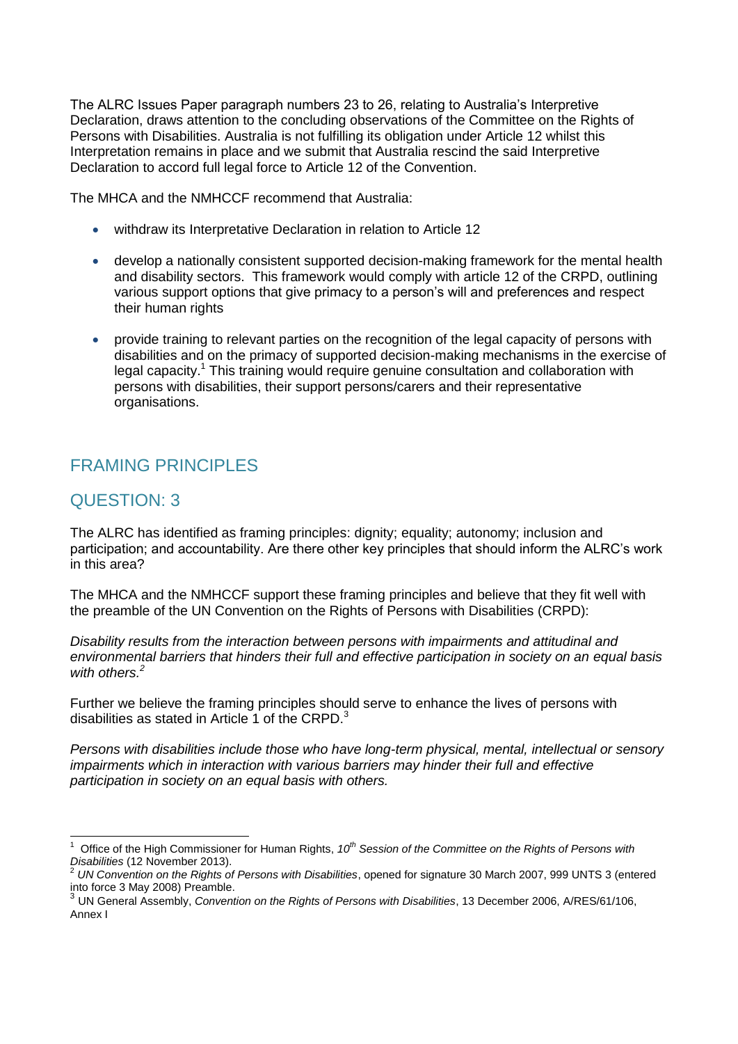The ALRC Issues Paper paragraph numbers 23 to 26, relating to Australia's Interpretive Declaration, draws attention to the concluding observations of the Committee on the Rights of Persons with Disabilities. Australia is not fulfilling its obligation under Article 12 whilst this Interpretation remains in place and we submit that Australia rescind the said Interpretive Declaration to accord full legal force to Article 12 of the Convention.

The MHCA and the NMHCCF recommend that Australia:

- withdraw its Interpretative Declaration in relation to Article 12
- develop a nationally consistent supported decision-making framework for the mental health and disability sectors. This framework would comply with article 12 of the CRPD, outlining various support options that give primacy to a person's will and preferences and respect their human rights
- provide training to relevant parties on the recognition of the legal capacity of persons with disabilities and on the primacy of supported decision-making mechanisms in the exercise of legal capacity.[1] This training would require genuine consultation and collaboration with persons with disabilities, their support persons/carers and their representative organisations.

## FRAMING PRINCIPLES

## QUESTION: 3

The ALRC has identified as framing principles: dignity; equality; autonomy; inclusion and participation; and accountability. Are there other key principles that should inform the ALRC's work in this area?

The MHCA and the NMHCCF support these framing principles and believe that they fit well with the preamble of the UN Convention on the Rights of Persons with Disabilities (CRPD):

*Disability results from the interaction between persons with impairments and attitudinal and environmental barriers that hinders their full and effective participation in society on an equal basis with others.*[2]

Further we believe the framing principles should serve to enhance the lives of persons with disabilities as stated in Article 1 of the CRPD.[3]

*Persons with disabilities include those who have long-term physical, mental, intellectual or sensory impairments which in interaction with various barriers may hinder their full and effective participation in society on an equal basis with others.*

---

[1] Office of the High Commissioner for Human Rights, *10th Session of the Committee on the Rights of Persons with Disabilities* (12 November 2013).

[2] *UN Convention on the Rights of Persons with Disabilities*, opened for signature 30 March 2007, 999 UNTS 3 (entered into force 3 May 2008) Preamble.

[3] UN General Assembly, *Convention on the Rights of Persons with Disabilities*, 13 December 2006, A/RES/61/106, Annex I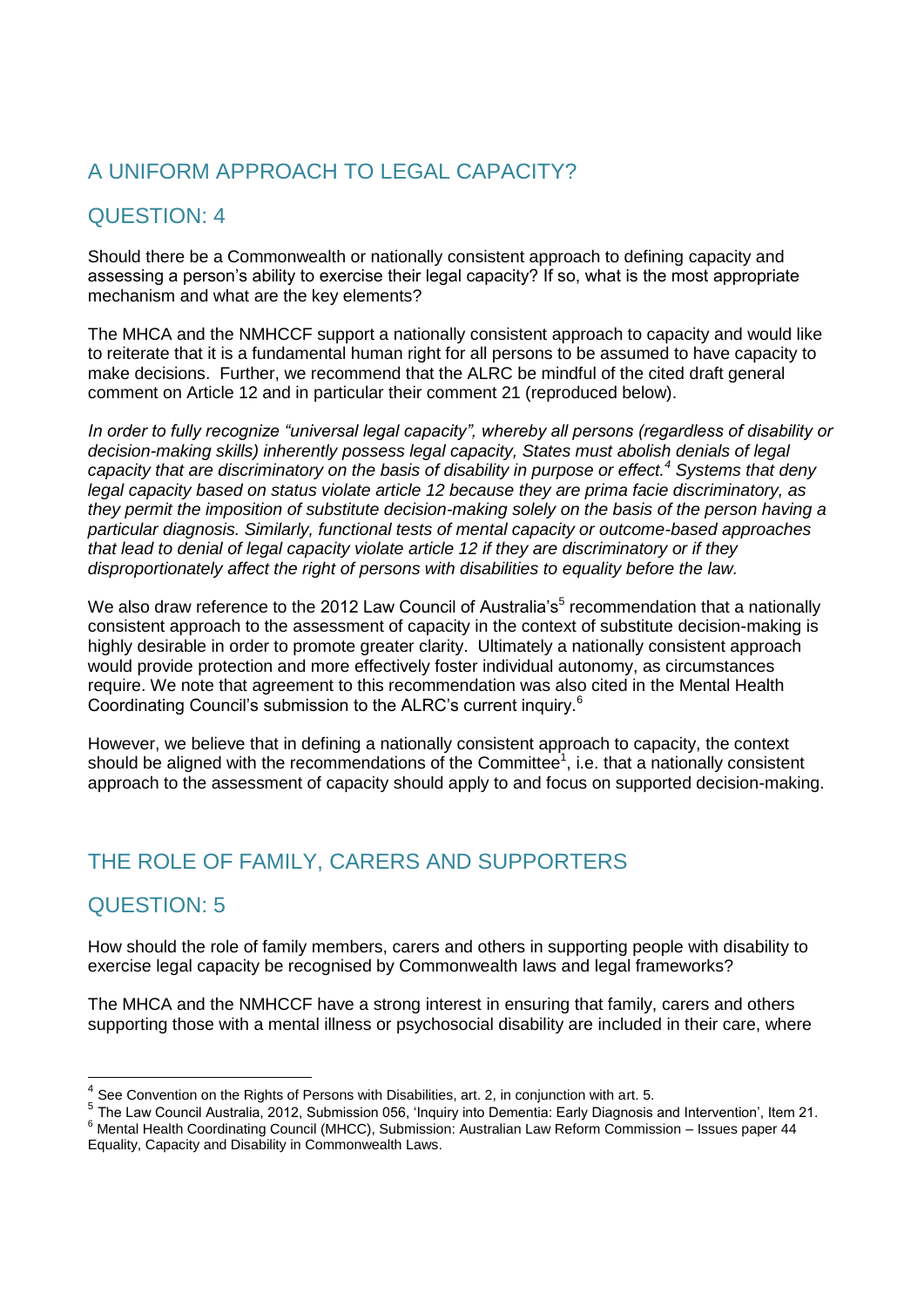## A UNIFORM APPROACH TO LEGAL CAPACITY?

## QUESTION: 4

Should there be a Commonwealth or nationally consistent approach to defining capacity and assessing a person's ability to exercise their legal capacity? If so, what is the most appropriate mechanism and what are the key elements?

The MHCA and the NMHCCF support a nationally consistent approach to capacity and would like to reiterate that it is a fundamental human right for all persons to be assumed to have capacity to make decisions. Further, we recommend that the ALRC be mindful of the cited draft general comment on Article 12 and in particular their comment 21 (reproduced below).

*In order to fully recognize "universal legal capacity", whereby all persons (regardless of disability or decision-making skills) inherently possess legal capacity, States must abolish denials of legal capacity that are discriminatory on the basis of disability in purpose or effect.[4] Systems that deny legal capacity based on status violate article 12 because they are prima facie discriminatory, as they permit the imposition of substitute decision-making solely on the basis of the person having a particular diagnosis. Similarly, functional tests of mental capacity or outcome-based approaches that lead to denial of legal capacity violate article 12 if they are discriminatory or if they disproportionately affect the right of persons with disabilities to equality before the law.*

We also draw reference to the 2012 Law Council of Australia's[5] recommendation that a nationally consistent approach to the assessment of capacity in the context of substitute decision-making is highly desirable in order to promote greater clarity. Ultimately a nationally consistent approach would provide protection and more effectively foster individual autonomy, as circumstances require. We note that agreement to this recommendation was also cited in the Mental Health Coordinating Council's submission to the ALRC's current inquiry.[6]

However, we believe that in defining a nationally consistent approach to capacity, the context should be aligned with the recommendations of the Committee[1], i.e. that a nationally consistent approach to the assessment of capacity should apply to and focus on supported decision-making.

## THE ROLE OF FAMILY, CARERS AND SUPPORTERS

## QUESTION: 5

How should the role of family members, carers and others in supporting people with disability to exercise legal capacity be recognised by Commonwealth laws and legal frameworks?

The MHCA and the NMHCCF have a strong interest in ensuring that family, carers and others supporting those with a mental illness or psychosocial disability are included in their care, where

---

[4] See Convention on the Rights of Persons with Disabilities, art. 2, in conjunction with art. 5.

[5] The Law Council Australia, 2012, Submission 056, 'Inquiry into Dementia: Early Diagnosis and Intervention', Item 21.

[6] Mental Health Coordinating Council (MHCC), Submission: Australian Law Reform Commission – Issues paper 44 Equality, Capacity and Disability in Commonwealth Laws.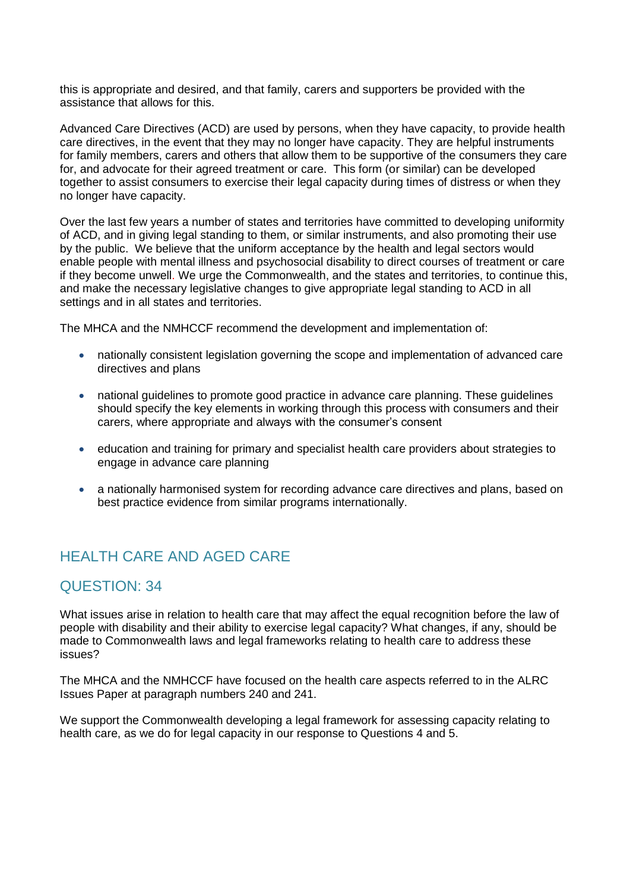this is appropriate and desired, and that family, carers and supporters be provided with the assistance that allows for this.

Advanced Care Directives (ACD) are used by persons, when they have capacity, to provide health care directives, in the event that they may no longer have capacity. They are helpful instruments for family members, carers and others that allow them to be supportive of the consumers they care for, and advocate for their agreed treatment or care. This form (or similar) can be developed together to assist consumers to exercise their legal capacity during times of distress or when they no longer have capacity.

Over the last few years a number of states and territories have committed to developing uniformity of ACD, and in giving legal standing to them, or similar instruments, and also promoting their use by the public. We believe that the uniform acceptance by the health and legal sectors would enable people with mental illness and psychosocial disability to direct courses of treatment or care if they become unwell. We urge the Commonwealth, and the states and territories, to continue this, and make the necessary legislative changes to give appropriate legal standing to ACD in all settings and in all states and territories.

The MHCA and the NMHCCF recommend the development and implementation of:

- nationally consistent legislation governing the scope and implementation of advanced care directives and plans
- national guidelines to promote good practice in advance care planning. These guidelines should specify the key elements in working through this process with consumers and their carers, where appropriate and always with the consumer's consent
- education and training for primary and specialist health care providers about strategies to engage in advance care planning
- a nationally harmonised system for recording advance care directives and plans, based on best practice evidence from similar programs internationally.

## HEALTH CARE AND AGED CARE

## QUESTION: 34

What issues arise in relation to health care that may affect the equal recognition before the law of people with disability and their ability to exercise legal capacity? What changes, if any, should be made to Commonwealth laws and legal frameworks relating to health care to address these issues?

The MHCA and the NMHCCF have focused on the health care aspects referred to in the ALRC Issues Paper at paragraph numbers 240 and 241.

We support the Commonwealth developing a legal framework for assessing capacity relating to health care, as we do for legal capacity in our response to Questions 4 and 5.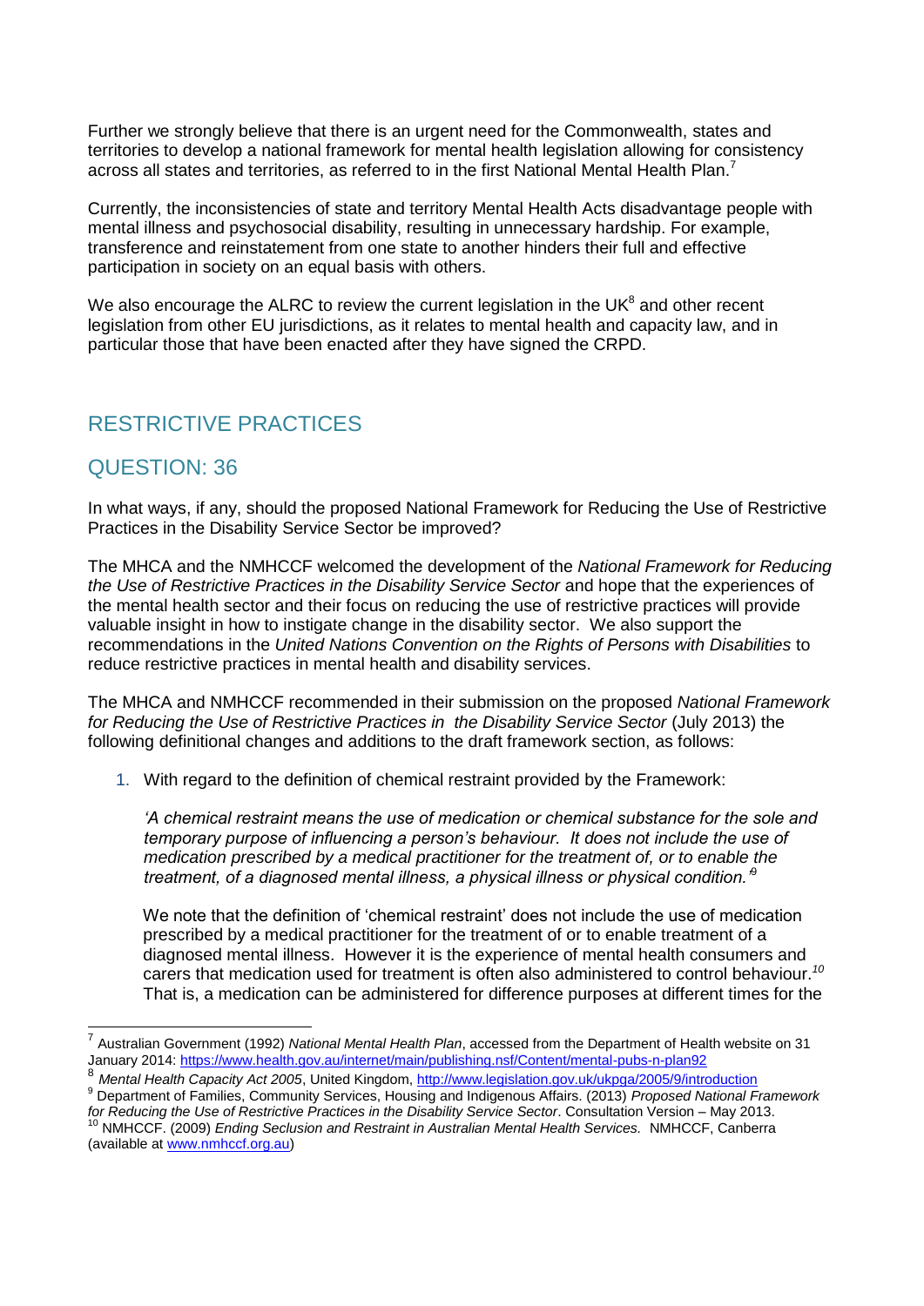Further we strongly believe that there is an urgent need for the Commonwealth, states and territories to develop a national framework for mental health legislation allowing for consistency across all states and territories, as referred to in the first National Mental Health Plan.[7]

Currently, the inconsistencies of state and territory Mental Health Acts disadvantage people with mental illness and psychosocial disability, resulting in unnecessary hardship. For example, transference and reinstatement from one state to another hinders their full and effective participation in society on an equal basis with others.

We also encourage the ALRC to review the current legislation in the UK[8] and other recent legislation from other EU jurisdictions, as it relates to mental health and capacity law, and in particular those that have been enacted after they have signed the CRPD.

## RESTRICTIVE PRACTICES

## QUESTION: 36

In what ways, if any, should the proposed National Framework for Reducing the Use of Restrictive Practices in the Disability Service Sector be improved?

The MHCA and the NMHCCF welcomed the development of the *National Framework for Reducing the Use of Restrictive Practices in the Disability Service Sector* and hope that the experiences of the mental health sector and their focus on reducing the use of restrictive practices will provide valuable insight in how to instigate change in the disability sector. We also support the recommendations in the *United Nations Convention on the Rights of Persons with Disabilities* to reduce restrictive practices in mental health and disability services.

The MHCA and NMHCCF recommended in their submission on the proposed *National Framework for Reducing the Use of Restrictive Practices in the Disability Service Sector* (July 2013) the following definitional changes and additions to the draft framework section, as follows:

1. With regard to the definition of chemical restraint provided by the Framework:

   *'A chemical restraint means the use of medication or chemical substance for the sole and temporary purpose of influencing a person's behaviour. It does not include the use of medication prescribed by a medical practitioner for the treatment of, or to enable the treatment, of a diagnosed mental illness, a physical illness or physical condition.'*[9]

   We note that the definition of 'chemical restraint' does not include the use of medication prescribed by a medical practitioner for the treatment of or to enable treatment of a diagnosed mental illness. However it is the experience of mental health consumers and carers that medication used for treatment is often also administered to control behaviour.[10] That is, a medication can be administered for difference purposes at different times for the

---

[7] Australian Government (1992) *National Mental Health Plan*, accessed from the Department of Health website on 31 January 2014: https://www.health.gov.au/internet/main/publishing.nsf/Content/mental-pubs-n-plan92

[8] *Mental Health Capacity Act 2005*, United Kingdom, http://www.legislation.gov.uk/ukpga/2005/9/introduction

[9] Department of Families, Community Services, Housing and Indigenous Affairs. (2013) *Proposed National Framework for Reducing the Use of Restrictive Practices in the Disability Service Sector*. Consultation Version – May 2013.

[10] NMHCCF. (2009) *Ending Seclusion and Restraint in Australian Mental Health Services.* NMHCCF, Canberra (available at www.nmhccf.org.au)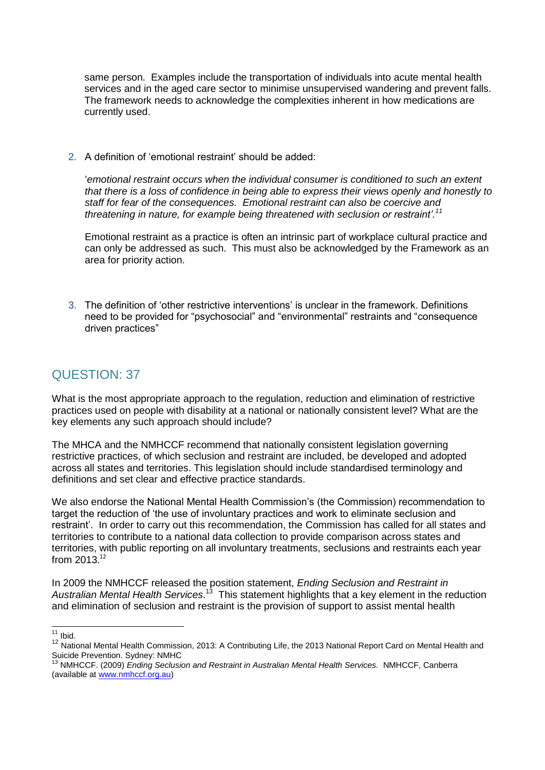same person. Examples include the transportation of individuals into acute mental health services and in the aged care sector to minimise unsupervised wandering and prevent falls. The framework needs to acknowledge the complexities inherent in how medications are currently used.

2. A definition of 'emotional restraint' should be added:

   '*emotional restraint occurs when the individual consumer is conditioned to such an extent that there is a loss of confidence in being able to express their views openly and honestly to staff for fear of the consequences. Emotional restraint can also be coercive and threatening in nature, for example being threatened with seclusion or restraint'.*[11]

   Emotional restraint as a practice is often an intrinsic part of workplace cultural practice and can only be addressed as such. This must also be acknowledged by the Framework as an area for priority action.

3. The definition of 'other restrictive interventions' is unclear in the framework. Definitions need to be provided for "psychosocial" and "environmental" restraints and "consequence driven practices"

## QUESTION: 37

What is the most appropriate approach to the regulation, reduction and elimination of restrictive practices used on people with disability at a national or nationally consistent level? What are the key elements any such approach should include?

The MHCA and the NMHCCF recommend that nationally consistent legislation governing restrictive practices, of which seclusion and restraint are included, be developed and adopted across all states and territories. This legislation should include standardised terminology and definitions and set clear and effective practice standards.

We also endorse the National Mental Health Commission's (the Commission) recommendation to target the reduction of 'the use of involuntary practices and work to eliminate seclusion and restraint'. In order to carry out this recommendation, the Commission has called for all states and territories to contribute to a national data collection to provide comparison across states and territories, with public reporting on all involuntary treatments, seclusions and restraints each year from 2013.[12]

In 2009 the NMHCCF released the position statement, *Ending Seclusion and Restraint in Australian Mental Health Services*.[13] This statement highlights that a key element in the reduction and elimination of seclusion and restraint is the provision of support to assist mental health

---

[11] Ibid.

[12] National Mental Health Commission, 2013: A Contributing Life, the 2013 National Report Card on Mental Health and Suicide Prevention. Sydney: NMHC

[13] NMHCCF. (2009) *Ending Seclusion and Restraint in Australian Mental Health Services.* NMHCCF, Canberra (available at www.nmhccf.org.au)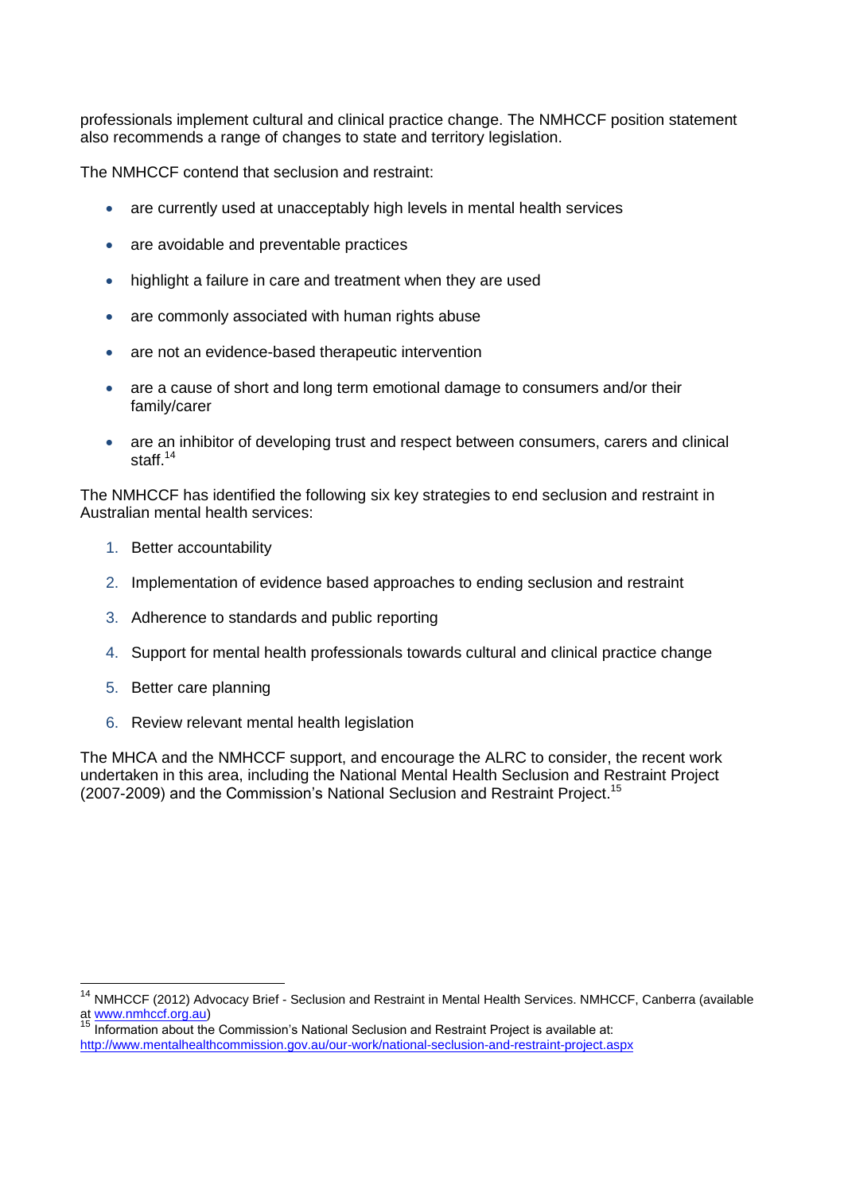professionals implement cultural and clinical practice change. The NMHCCF position statement also recommends a range of changes to state and territory legislation.

The NMHCCF contend that seclusion and restraint:

- are currently used at unacceptably high levels in mental health services
- are avoidable and preventable practices
- highlight a failure in care and treatment when they are used
- are commonly associated with human rights abuse
- are not an evidence-based therapeutic intervention
- are a cause of short and long term emotional damage to consumers and/or their family/carer
- are an inhibitor of developing trust and respect between consumers, carers and clinical staff.[14]

The NMHCCF has identified the following six key strategies to end seclusion and restraint in Australian mental health services:

1. Better accountability
2. Implementation of evidence based approaches to ending seclusion and restraint
3. Adherence to standards and public reporting
4. Support for mental health professionals towards cultural and clinical practice change
5. Better care planning
6. Review relevant mental health legislation

The MHCA and the NMHCCF support, and encourage the ALRC to consider, the recent work undertaken in this area, including the National Mental Health Seclusion and Restraint Project (2007-2009) and the Commission's National Seclusion and Restraint Project.[15]

---

[14] NMHCCF (2012) Advocacy Brief - Seclusion and Restraint in Mental Health Services. NMHCCF, Canberra (available at www.nmhccf.org.au)

[15] Information about the Commission's National Seclusion and Restraint Project is available at: http://www.mentalhealthcommission.gov.au/our-work/national-seclusion-and-restraint-project.aspx